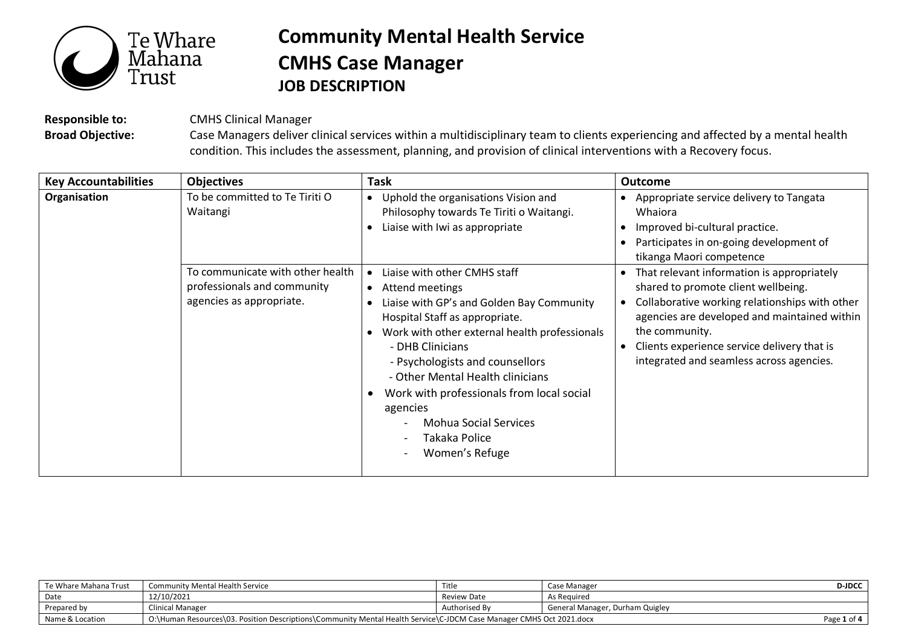# Community Mental Health Service
## CMHS Case Manager
### JOB DESCRIPTION

**Responsible to:** CMHS Clinical Manager

**Broad Objective:** Case Managers deliver clinical services within a multidisciplinary team to clients experiencing and affected by a mental health condition. This includes the assessment, planning, and provision of clinical interventions with a Recovery focus.

| Key Accountabilities | Objectives | Task | Outcome |
|---|---|---|---|
| **Organisation** | To be committed to Te Tiriti O Waitangi | • Uphold the organisations Vision and Philosophy towards Te Tiriti o Waitangi.<br>• Liaise with Iwi as appropriate | • Appropriate service delivery to Tangata Whaiora<br>• Improved bi-cultural practice.<br>• Participates in on-going development of tikanga Maori competence |
| | To communicate with other health professionals and community agencies as appropriate. | • Liaise with other CMHS staff<br>• Attend meetings<br>• Liaise with GP's and Golden Bay Community Hospital Staff as appropriate.<br>• Work with other external health professionals<br>- DHB Clinicians<br>- Psychologists and counsellors<br>- Other Mental Health clinicians<br>• Work with professionals from local social agencies<br>- Mohua Social Services<br>- Takaka Police<br>- Women's Refuge | • That relevant information is appropriately shared to promote client wellbeing.<br>• Collaborative working relationships with other agencies are developed and maintained within the community.<br>• Clients experience service delivery that is integrated and seamless across agencies. |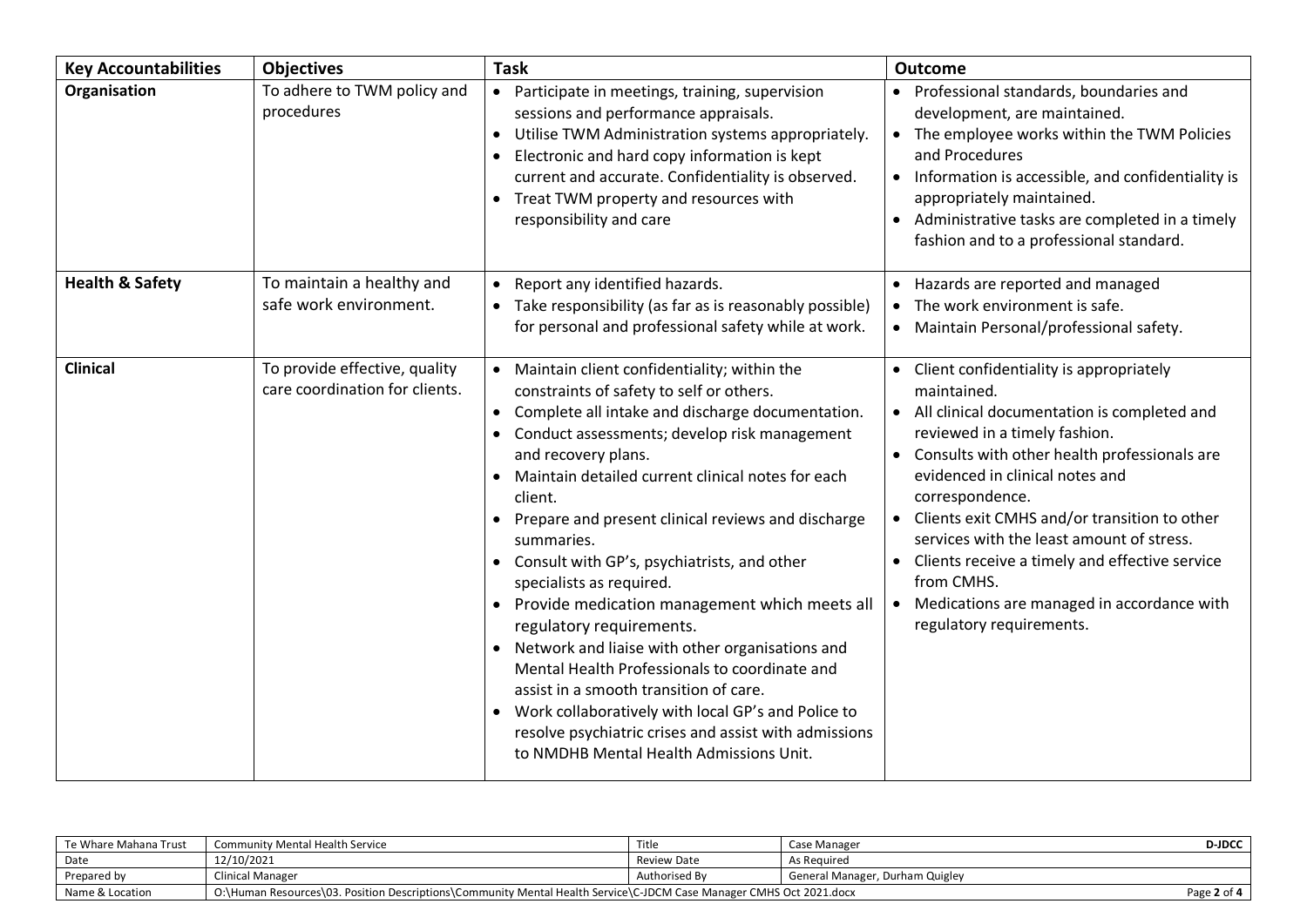| Key Accountabilities | Objectives | Task | Outcome |
|---|---|---|---|
| **Organisation** | To adhere to TWM policy and procedures | • Participate in meetings, training, supervision sessions and performance appraisals.<br>• Utilise TWM Administration systems appropriately.<br>• Electronic and hard copy information is kept current and accurate. Confidentiality is observed.<br>• Treat TWM property and resources with responsibility and care | • Professional standards, boundaries and development, are maintained.<br>• The employee works within the TWM Policies and Procedures<br>• Information is accessible, and confidentiality is appropriately maintained.<br>• Administrative tasks are completed in a timely fashion and to a professional standard. |
| **Health & Safety** | To maintain a healthy and safe work environment. | • Report any identified hazards.<br>• Take responsibility (as far as is reasonably possible) for personal and professional safety while at work. | • Hazards are reported and managed<br>• The work environment is safe.<br>• Maintain Personal/professional safety. |
| **Clinical** | To provide effective, quality care coordination for clients. | • Maintain client confidentiality; within the constraints of safety to self or others.<br>• Complete all intake and discharge documentation.<br>• Conduct assessments; develop risk management and recovery plans.<br>• Maintain detailed current clinical notes for each client.<br>• Prepare and present clinical reviews and discharge summaries.<br>• Consult with GP's, psychiatrists, and other specialists as required.<br>• Provide medication management which meets all regulatory requirements.<br>• Network and liaise with other organisations and Mental Health Professionals to coordinate and assist in a smooth transition of care.<br>• Work collaboratively with local GP's and Police to resolve psychiatric crises and assist with admissions to NMDHB Mental Health Admissions Unit. | • Client confidentiality is appropriately maintained.<br>• All clinical documentation is completed and reviewed in a timely fashion.<br>• Consults with other health professionals are evidenced in clinical notes and correspondence.<br>• Clients exit CMHS and/or transition to other services with the least amount of stress.<br>• Clients receive a timely and effective service from CMHS.<br>• Medications are managed in accordance with regulatory requirements. |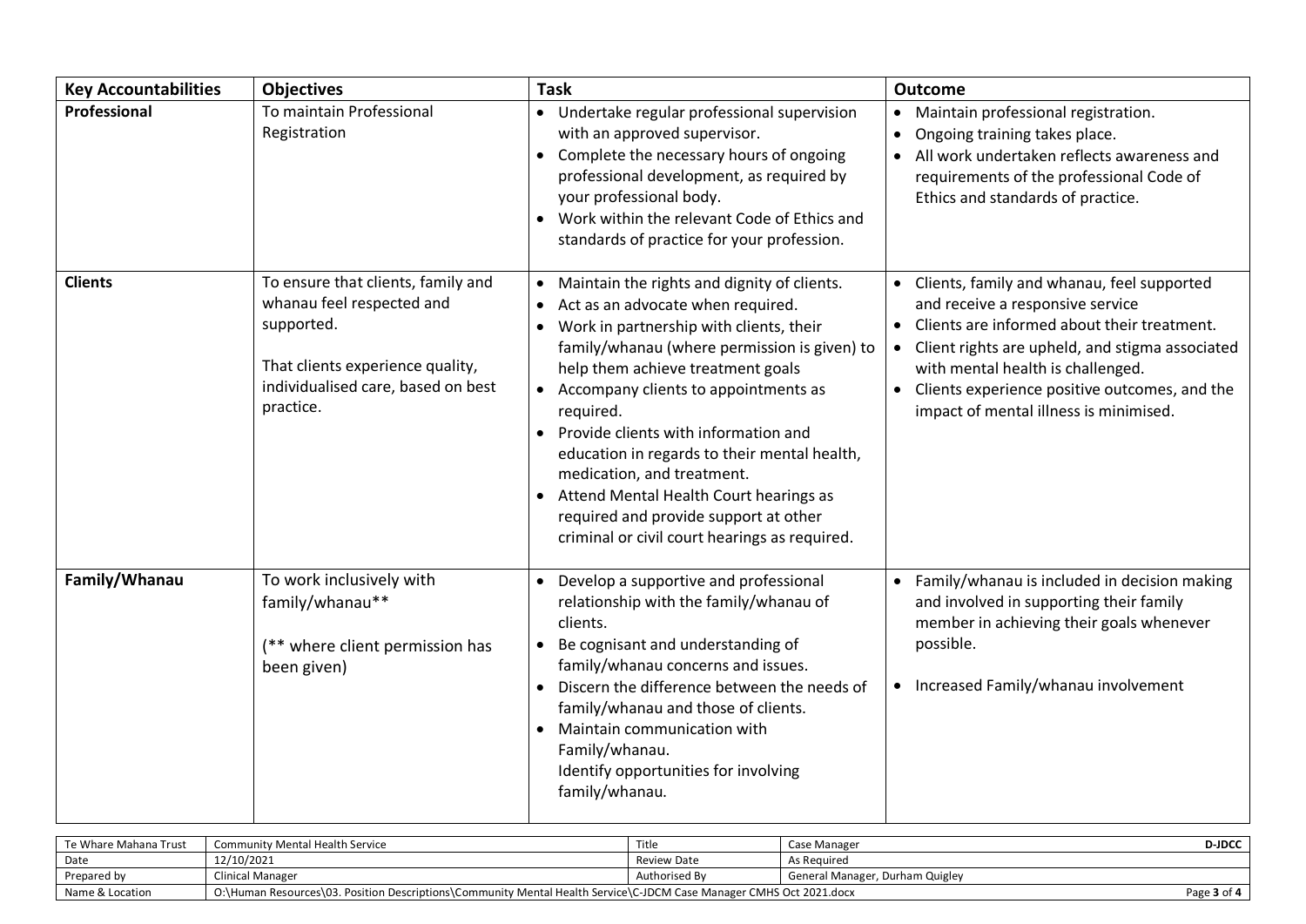| Key Accountabilities | Objectives | Task | Outcome |
|---|---|---|---|
| **Professional** | To maintain Professional Registration | • Undertake regular professional supervision with an approved supervisor.<br>• Complete the necessary hours of ongoing professional development, as required by your professional body.<br>• Work within the relevant Code of Ethics and standards of practice for your profession. | • Maintain professional registration.<br>• Ongoing training takes place.<br>• All work undertaken reflects awareness and requirements of the professional Code of Ethics and standards of practice. |
| **Clients** | To ensure that clients, family and whanau feel respected and supported.<br><br>That clients experience quality, individualised care, based on best practice. | • Maintain the rights and dignity of clients.<br>• Act as an advocate when required.<br>• Work in partnership with clients, their family/whanau (where permission is given) to help them achieve treatment goals<br>• Accompany clients to appointments as required.<br>• Provide clients with information and education in regards to their mental health, medication, and treatment.<br>• Attend Mental Health Court hearings as required and provide support at other criminal or civil court hearings as required. | • Clients, family and whanau, feel supported and receive a responsive service<br>• Clients are informed about their treatment.<br>• Client rights are upheld, and stigma associated with mental health is challenged.<br>• Clients experience positive outcomes, and the impact of mental illness is minimised. |
| **Family/Whanau** | To work inclusively with family/whanau**<br><br>(** where client permission has been given) | • Develop a supportive and professional relationship with the family/whanau of clients.<br>• Be cognisant and understanding of family/whanau concerns and issues.<br>• Discern the difference between the needs of family/whanau and those of clients.<br>• Maintain communication with Family/whanau.<br>Identify opportunities for involving family/whanau. | • Family/whanau is included in decision making and involved in supporting their family member in achieving their goals whenever possible.<br><br>• Increased Family/whanau involvement |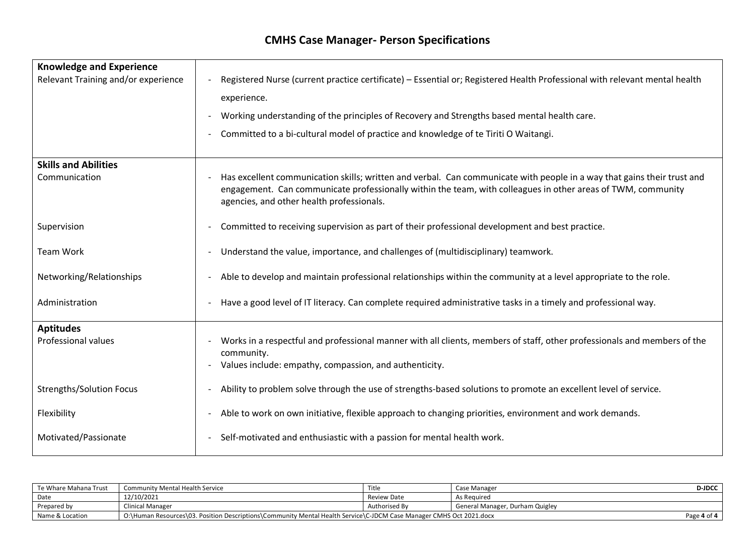## CMHS Case Manager- Person Specifications

| | |
|---|---|
| **Knowledge and Experience** | |
| Relevant Training and/or experience | - Registered Nurse (current practice certificate) – Essential or; Registered Health Professional with relevant mental health experience.<br>- Working understanding of the principles of Recovery and Strengths based mental health care.<br>- Committed to a bi-cultural model of practice and knowledge of te Tiriti O Waitangi. |
| **Skills and Abilities** | |
| Communication | - Has excellent communication skills; written and verbal. Can communicate with people in a way that gains their trust and engagement. Can communicate professionally within the team, with colleagues in other areas of TWM, community agencies, and other health professionals. |
| Supervision | - Committed to receiving supervision as part of their professional development and best practice. |
| Team Work | - Understand the value, importance, and challenges of (multidisciplinary) teamwork. |
| Networking/Relationships | - Able to develop and maintain professional relationships within the community at a level appropriate to the role. |
| Administration | - Have a good level of IT literacy. Can complete required administrative tasks in a timely and professional way. |
| **Aptitudes** | |
| Professional values | - Works in a respectful and professional manner with all clients, members of staff, other professionals and members of the community.<br>- Values include: empathy, compassion, and authenticity. |
| Strengths/Solution Focus | - Ability to problem solve through the use of strengths-based solutions to promote an excellent level of service. |
| Flexibility | - Able to work on own initiative, flexible approach to changing priorities, environment and work demands. |
| Motivated/Passionate | - Self-motivated and enthusiastic with a passion for mental health work. |